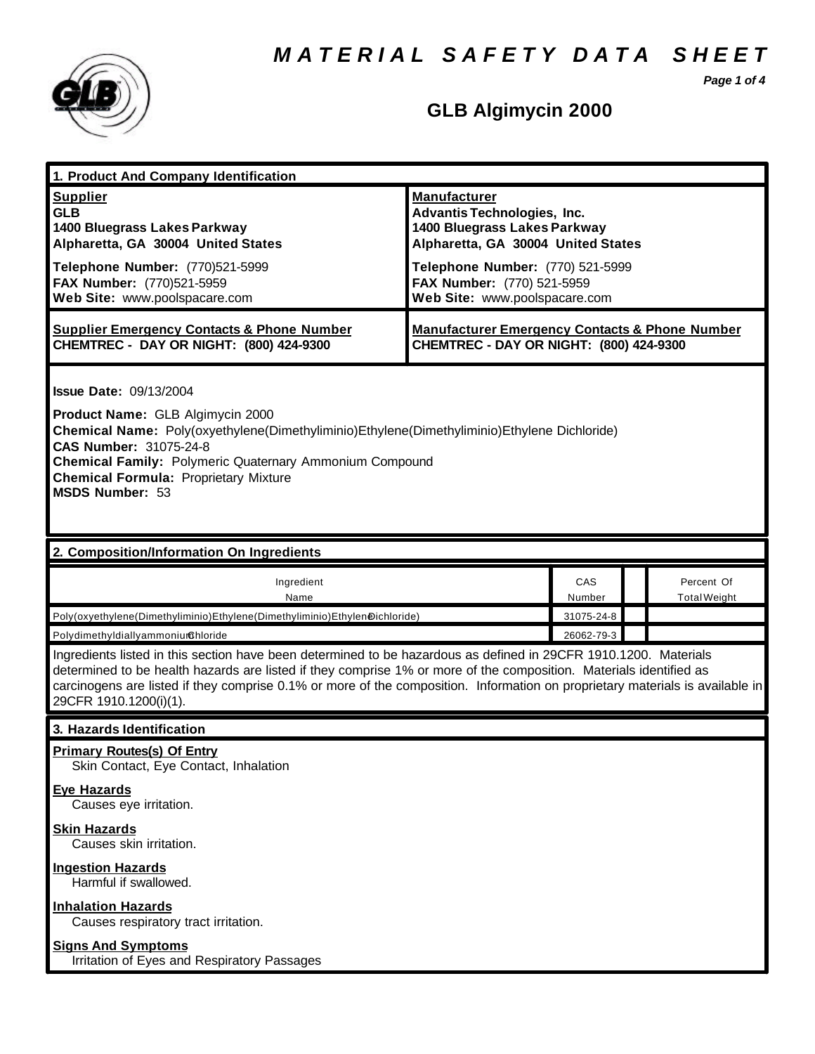# MATERIAL SAFETY DATA SHEET

## GLB Algimycin 2000

### 1. Product And Company Identification

| **Supplier** | **Manufacturer** |
|---|---|
| **GLB**<br>**1400 Bluegrass Lakes Parkway**<br>**Alpharetta, GA 30004 United States** | **Advantis Technologies, Inc.**<br>**1400 Bluegrass Lakes Parkway**<br>**Alpharetta, GA 30004 United States** |
| **Telephone Number:** (770)521-5999<br>**FAX Number:** (770)521-5959<br>**Web Site:** www.poolspacare.com | **Telephone Number:** (770) 521-5999<br>**FAX Number:** (770) 521-5959<br>**Web Site:** www.poolspacare.com |
| **Supplier Emergency Contacts & Phone Number**<br>**CHEMTREC - DAY OR NIGHT: (800) 424-9300** | **Manufacturer Emergency Contacts & Phone Number**<br>**CHEMTREC - DAY OR NIGHT: (800) 424-9300** |

**Issue Date:** 09/13/2004

**Product Name:** GLB Algimycin 2000
**Chemical Name:** Poly(oxyethylene(Dimethyliminio)Ethylene(Dimethyliminio)Ethylene Dichloride)
**CAS Number:** 31075-24-8
**Chemical Family:** Polymeric Quaternary Ammonium Compound
**Chemical Formula:** Proprietary Mixture
**MSDS Number:** 53

### 2. Composition/Information On Ingredients

| Ingredient Name | CAS Number | | Percent Of Total Weight |
|---|---|---|---|
| Poly(oxyethylene(Dimethyliminio)Ethylene(Dimethyliminio)Ethylene Dichloride) | 31075-24-8 | | |
| Polydimethyldiallyammonium Chloride | 26062-79-3 | | |

Ingredients listed in this section have been determined to be hazardous as defined in 29CFR 1910.1200. Materials determined to be health hazards are listed if they comprise 1% or more of the composition. Materials identified as carcinogens are listed if they comprise 0.1% or more of the composition. Information on proprietary materials is available in 29CFR 1910.1200(i)(1).

### 3. Hazards Identification

**Primary Routes(s) Of Entry**
Skin Contact, Eye Contact, Inhalation

**Eye Hazards**
Causes eye irritation.

**Skin Hazards**
Causes skin irritation.

**Ingestion Hazards**
Harmful if swallowed.

**Inhalation Hazards**
Causes respiratory tract irritation.

**Signs And Symptoms**
Irritation of Eyes and Respiratory Passages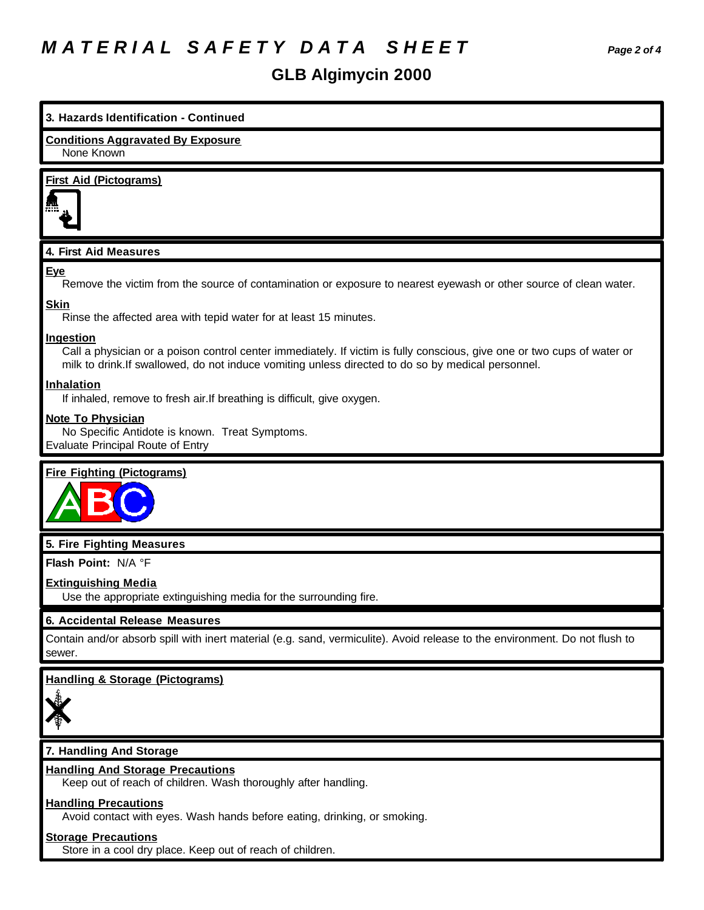# MATERIAL SAFETY DATA SHEET

## GLB Algimycin 2000

### 3. Hazards Identification - Continued

**Conditions Aggravated By Exposure**

None Known

**First Aid (Pictograms)**

### 4. First Aid Measures

**Eye**

Remove the victim from the source of contamination or exposure to nearest eyewash or other source of clean water.

**Skin**

Rinse the affected area with tepid water for at least 15 minutes.

**Ingestion**

Call a physician or a poison control center immediately. If victim is fully conscious, give one or two cups of water or milk to drink.If swallowed, do not induce vomiting unless directed to do so by medical personnel.

**Inhalation**

If inhaled, remove to fresh air.If breathing is difficult, give oxygen.

**Note To Physician**

No Specific Antidote is known. Treat Symptoms.
Evaluate Principal Route of Entry

**Fire Fighting (Pictograms)**

### 5. Fire Fighting Measures

**Flash Point:** N/A °F

**Extinguishing Media**

Use the appropriate extinguishing media for the surrounding fire.

### 6. Accidental Release Measures

Contain and/or absorb spill with inert material (e.g. sand, vermiculite). Avoid release to the environment. Do not flush to sewer.

**Handling & Storage (Pictograms)**

### 7. Handling And Storage

**Handling And Storage Precautions**

Keep out of reach of children. Wash thoroughly after handling.

**Handling Precautions**

Avoid contact with eyes. Wash hands before eating, drinking, or smoking.

**Storage Precautions**

Store in a cool dry place. Keep out of reach of children.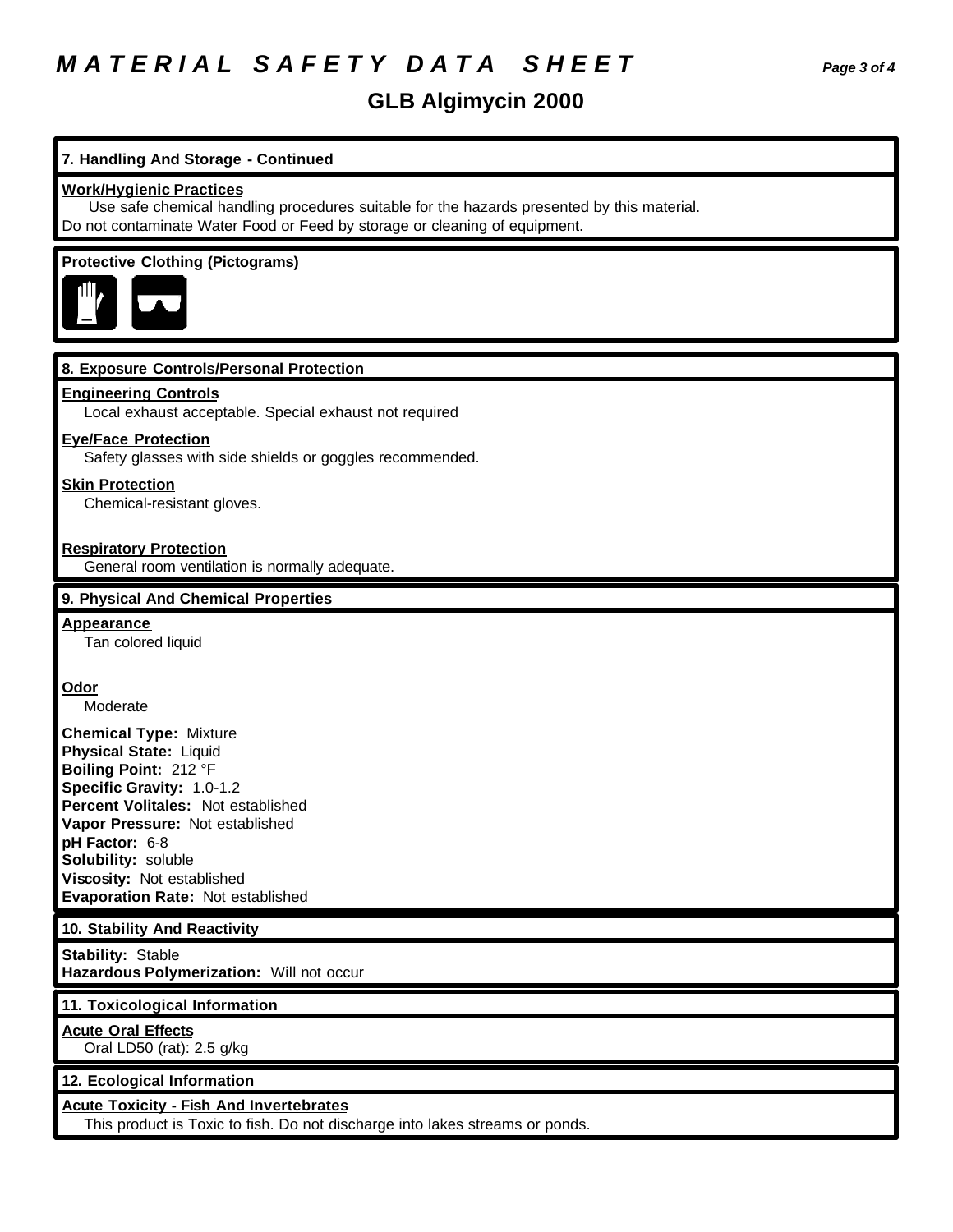# MATERIAL SAFETY DATA SHEET

## GLB Algimycin 2000

### 7. Handling And Storage - Continued

**Work/Hygienic Practices**

Use safe chemical handling procedures suitable for the hazards presented by this material.
Do not contaminate Water Food or Feed by storage or cleaning of equipment.

**Protective Clothing (Pictograms)**

### 8. Exposure Controls/Personal Protection

**Engineering Controls**

Local exhaust acceptable. Special exhaust not required

**Eye/Face Protection**

Safety glasses with side shields or goggles recommended.

**Skin Protection**

Chemical-resistant gloves.

**Respiratory Protection**

General room ventilation is normally adequate.

### 9. Physical And Chemical Properties

**Appearance**

Tan colored liquid

**Odor**

Moderate

**Chemical Type:** Mixture
**Physical State:** Liquid
**Boiling Point:** 212 °F
**Specific Gravity:** 1.0-1.2
**Percent Volitales:** Not established
**Vapor Pressure:** Not established
**pH Factor:** 6-8
**Solubility:** soluble
**Viscosity:** Not established
**Evaporation Rate:** Not established

### 10. Stability And Reactivity

**Stability:** Stable
**Hazardous Polymerization:** Will not occur

### 11. Toxicological Information

**Acute Oral Effects**

Oral LD50 (rat): 2.5 g/kg

### 12. Ecological Information

**Acute Toxicity - Fish And Invertebrates**

This product is Toxic to fish. Do not discharge into lakes streams or ponds.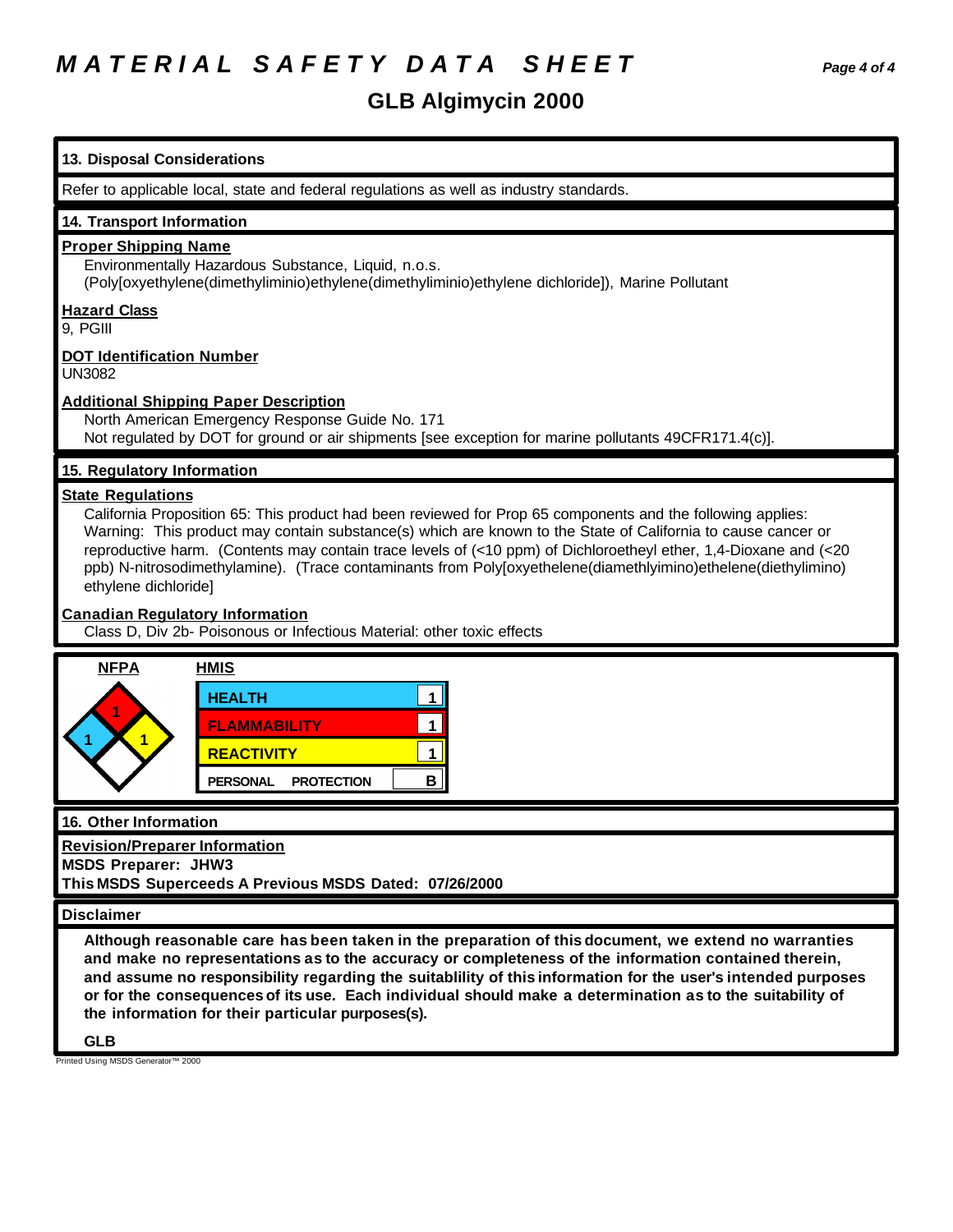# MATERIAL SAFETY DATA SHEET

## GLB Algimycin 2000

### 13. Disposal Considerations

Refer to applicable local, state and federal regulations as well as industry standards.

### 14. Transport Information

**Proper Shipping Name**

Environmentally Hazardous Substance, Liquid, n.o.s.
(Poly[oxyethylene(dimethyliminio)ethylene(dimethyliminio)ethylene dichloride]), Marine Pollutant

**Hazard Class**

9, PGIII

**DOT Identification Number**

UN3082

**Additional Shipping Paper Description**

North American Emergency Response Guide No. 171
Not regulated by DOT for ground or air shipments [see exception for marine pollutants 49CFR171.4(c)].

### 15. Regulatory Information

**State Regulations**

California Proposition 65: This product had been reviewed for Prop 65 components and the following applies: Warning: This product may contain substance(s) which are known to the State of California to cause cancer or reproductive harm. (Contents may contain trace levels of (<10 ppm) of Dichloroetheyl ether, 1,4-Dioxane and (<20 ppb) N-nitrosodimethylamine). (Trace contaminants from Poly[oxyethelene(diamethlyimino)ethelene(diethylimino) ethylene dichloride]

**Canadian Regulatory Information**

Class D, Div 2b- Poisonous or Infectious Material: other toxic effects

**NFPA**

Flammability (red): 1
Health (blue): 1
Reactivity (yellow): 1

**HMIS**

| | |
|---|---|
| HEALTH | 1 |
| FLAMMABILITY | 1 |
| REACTIVITY | 1 |
| PERSONAL PROTECTION | B |

### 16. Other Information

**Revision/Preparer Information**

**MSDS Preparer: JHW3**

**This MSDS Superceeds A Previous MSDS Dated: 07/26/2000**

### Disclaimer

**Although reasonable care has been taken in the preparation of this document, we extend no warranties and make no representations as to the accuracy or completeness of the information contained therein, and assume no responsibility regarding the suitablility of this information for the user's intended purposes or for the consequences of its use. Each individual should make a determination as to the suitability of the information for their particular purposes(s).**

**GLB**

Printed Using MSDS Generator™ 2000